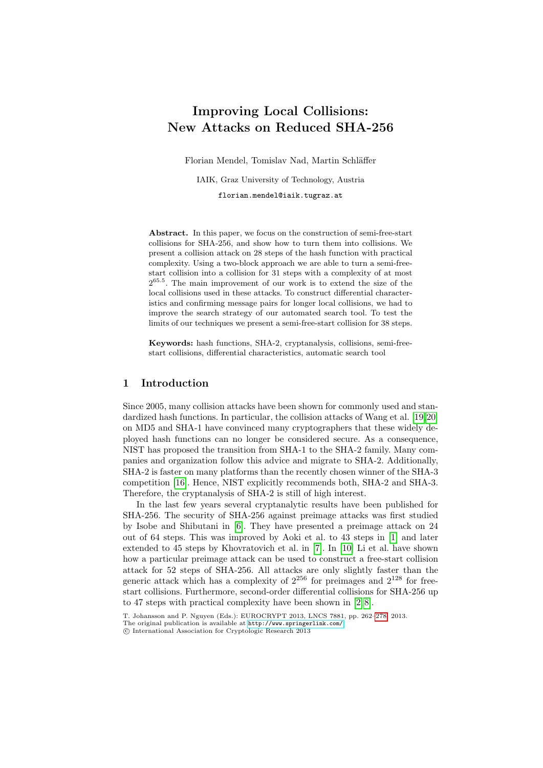# Improving Local Collisions: New Attacks on Reduced SHA-256

Florian Mendel, Tomislav Nad, Martin Schläffer

IAIK, Graz University of Technology, Austria

florian.mendel@iaik.tugraz.at

**Abstract.** In this paper, we focus on the construction of semi-free-start collisions for SHA-256, and show how to turn them into collisions. We present a collision attack on 28 steps of the hash function with practical complexity. Using a two-block approach we are able to turn a semi-free-start collision into a collision for 31 steps with a complexity of at most $2^{65.5}$. The main improvement of our work is to extend the size of the local collisions used in these attacks. To construct differential characteristics and confirming message pairs for longer local collisions, we had to improve the search strategy of our automated search tool. To test the limits of our techniques we present a semi-free-start collision for 38 steps.

**Keywords:** hash functions, SHA-2, cryptanalysis, collisions, semi-free-start collisions, differential characteristics, automatic search tool

## 1 Introduction

Since 2005, many collision attacks have been shown for commonly used and standardized hash functions. In particular, the collision attacks of Wang et al. [19,20] on MD5 and SHA-1 have convinced many cryptographers that these widely deployed hash functions can no longer be considered secure. As a consequence, NIST has proposed the transition from SHA-1 to the SHA-2 family. Many companies and organization follow this advice and migrate to SHA-2. Additionally, SHA-2 is faster on many platforms than the recently chosen winner of the SHA-3 competition [16]. Hence, NIST explicitly recommends both, SHA-2 and SHA-3. Therefore, the cryptanalysis of SHA-2 is still of high interest.

In the last few years several cryptanalytic results have been published for SHA-256. The security of SHA-256 against preimage attacks was first studied by Isobe and Shibutani in [6]. They have presented a preimage attack on 24 out of 64 steps. This was improved by Aoki et al. to 43 steps in [1] and later extended to 45 steps by Khovratovich et al. in [7]. In [10] Li et al. have shown how a particular preimage attack can be used to construct a free-start collision attack for 52 steps of SHA-256. All attacks are only slightly faster than the generic attack which has a complexity of $2^{256}$ for preimages and $2^{128}$ for free-start collisions. Furthermore, second-order differential collisions for SHA-256 up to 47 steps with practical complexity have been shown in [2,8].

T. Johansson and P. Nguyen (Eds.): EUROCRYPT 2013, LNCS 7881, pp. 262–278, 2013.
The original publication is available at http://www.springerlink.com/
© International Association for Cryptologic Research 2013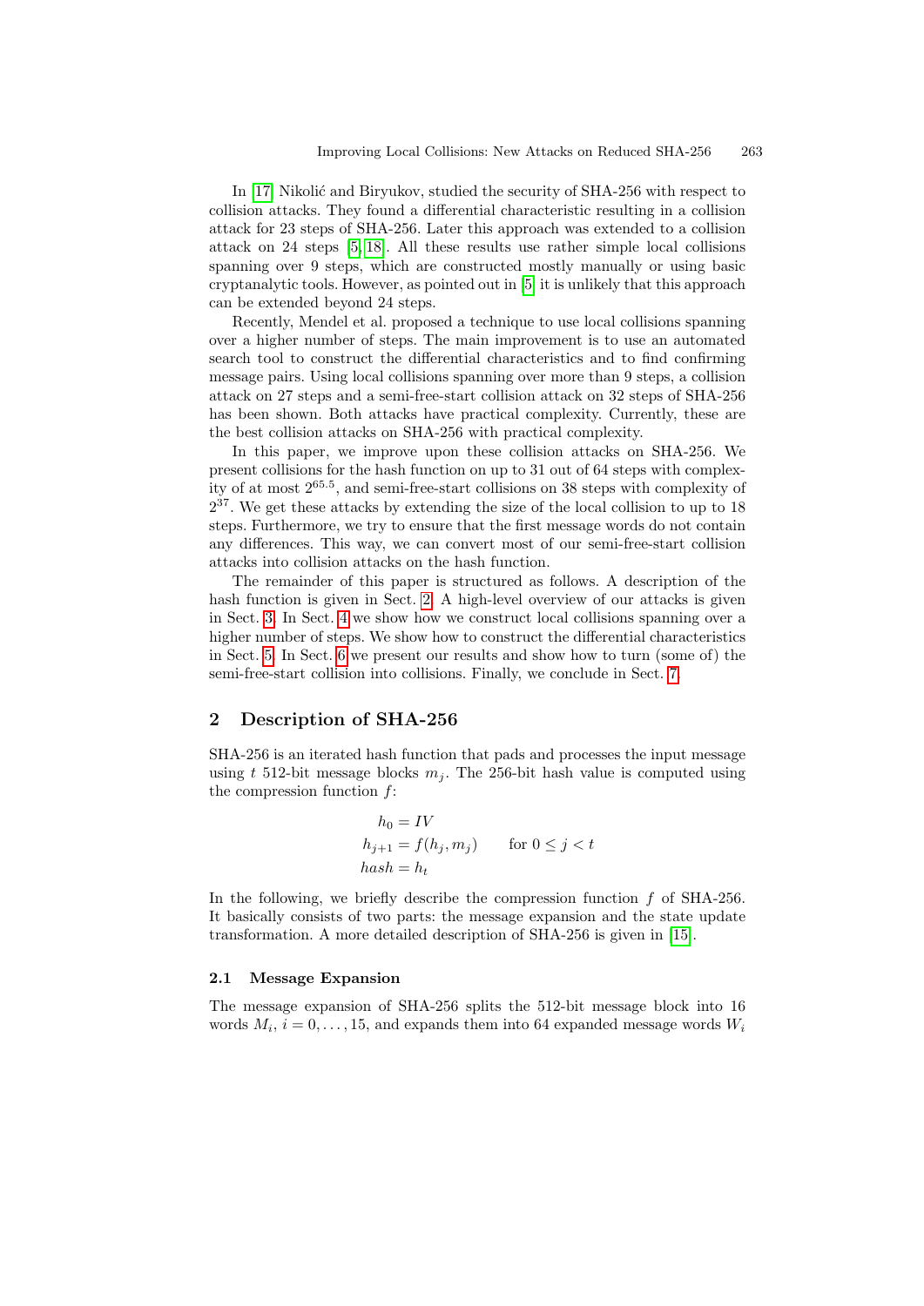In [17] Nikolić and Biryukov, studied the security of SHA-256 with respect to collision attacks. They found a differential characteristic resulting in a collision attack for 23 steps of SHA-256. Later this approach was extended to a collision attack on 24 steps [5, 18]. All these results use rather simple local collisions spanning over 9 steps, which are constructed mostly manually or using basic cryptanalytic tools. However, as pointed out in [5] it is unlikely that this approach can be extended beyond 24 steps.

Recently, Mendel et al. proposed a technique to use local collisions spanning over a higher number of steps. The main improvement is to use an automated search tool to construct the differential characteristics and to find confirming message pairs. Using local collisions spanning over more than 9 steps, a collision attack on 27 steps and a semi-free-start collision attack on 32 steps of SHA-256 has been shown. Both attacks have practical complexity. Currently, these are the best collision attacks on SHA-256 with practical complexity.

In this paper, we improve upon these collision attacks on SHA-256. We present collisions for the hash function on up to 31 out of 64 steps with complexity of at most $2^{65.5}$, and semi-free-start collisions on 38 steps with complexity of $2^{37}$. We get these attacks by extending the size of the local collision to up to 18 steps. Furthermore, we try to ensure that the first message words do not contain any differences. This way, we can convert most of our semi-free-start collision attacks into collision attacks on the hash function.

The remainder of this paper is structured as follows. A description of the hash function is given in Sect. 2. A high-level overview of our attacks is given in Sect. 3. In Sect. 4 we show how we construct local collisions spanning over a higher number of steps. We show how to construct the differential characteristics in Sect. 5. In Sect. 6 we present our results and show how to turn (some of) the semi-free-start collision into collisions. Finally, we conclude in Sect. 7.

## 2 Description of SHA-256

SHA-256 is an iterated hash function that pads and processes the input message using $t$ 512-bit message blocks $m_j$. The 256-bit hash value is computed using the compression function $f$:

$$
\begin{aligned}
h_0 &= IV \\
h_{j+1} &= f(h_j, m_j) \qquad \text{for } 0 \leq j < t \\
hash &= h_t
\end{aligned}
$$

In the following, we briefly describe the compression function $f$ of SHA-256. It basically consists of two parts: the message expansion and the state update transformation. A more detailed description of SHA-256 is given in [15].

### 2.1 Message Expansion

The message expansion of SHA-256 splits the 512-bit message block into 16 words $M_i$, $i = 0, \ldots, 15$, and expands them into 64 expanded message words $W_i$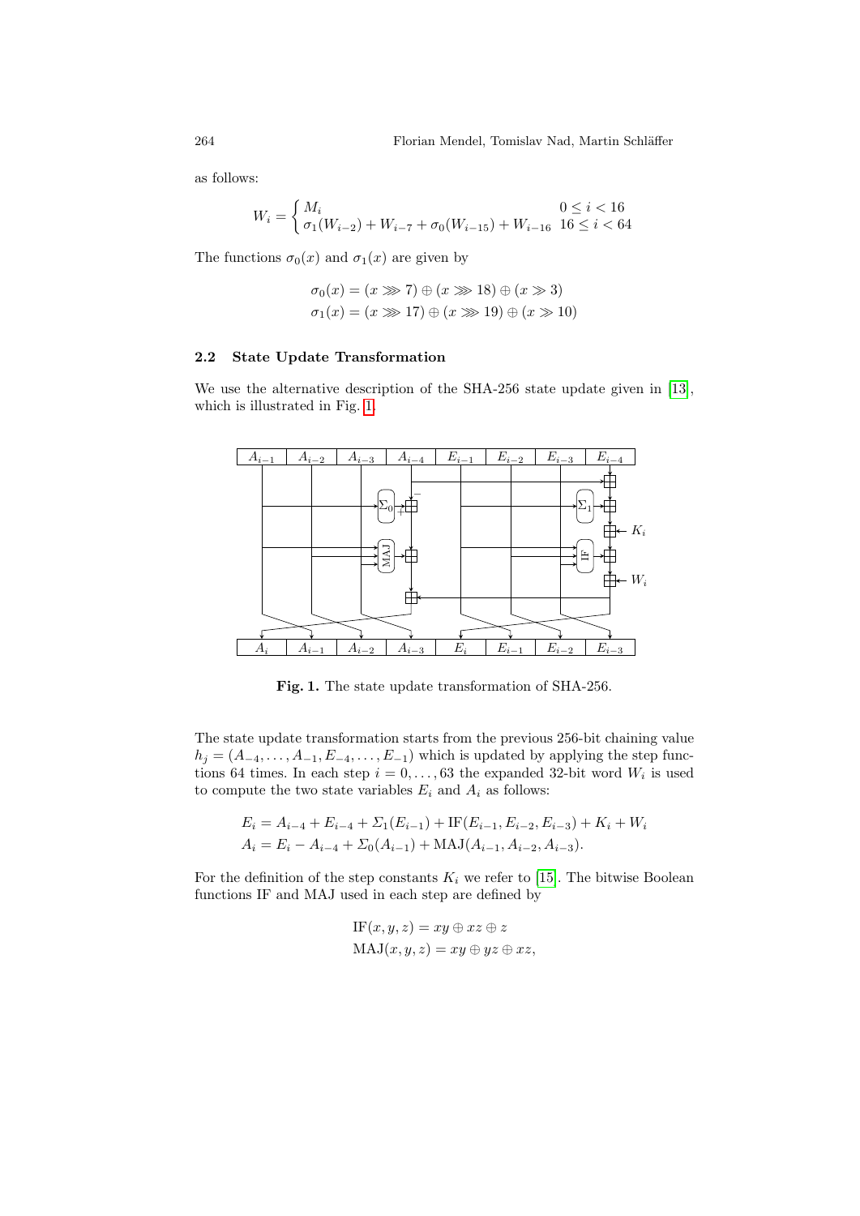as follows:

$$W_i = \begin{cases} M_i & 0 \leq i < 16 \\ \sigma_1(W_{i-2}) + W_{i-7} + \sigma_0(W_{i-15}) + W_{i-16} & 16 \leq i < 64 \end{cases}$$

The functions $\sigma_0(x)$ and $\sigma_1(x)$ are given by

$$\sigma_0(x) = (x \ggg 7) \oplus (x \ggg 18) \oplus (x \gg 3)$$
$$\sigma_1(x) = (x \ggg 17) \oplus (x \ggg 19) \oplus (x \gg 10)$$

### 2.2 State Update Transformation

We use the alternative description of the SHA-256 state update given in [13], which is illustrated in Fig. 1.

**Fig. 1.** The state update transformation of SHA-256.

The state update transformation starts from the previous 256-bit chaining value $h_j = (A_{-4}, \ldots, A_{-1}, E_{-4}, \ldots, E_{-1})$ which is updated by applying the step functions 64 times. In each step $i = 0, \ldots, 63$ the expanded 32-bit word $W_i$ is used to compute the two state variables $E_i$ and $A_i$ as follows:

$$E_i = A_{i-4} + E_{i-4} + \Sigma_1(E_{i-1}) + \text{IF}(E_{i-1}, E_{i-2}, E_{i-3}) + K_i + W_i$$
$$A_i = E_i - A_{i-4} + \Sigma_0(A_{i-1}) + \text{MAJ}(A_{i-1}, A_{i-2}, A_{i-3}).$$

For the definition of the step constants $K_i$ we refer to [15]. The bitwise Boolean functions IF and MAJ used in each step are defined by

$$\text{IF}(x, y, z) = xy \oplus xz \oplus z$$
$$\text{MAJ}(x, y, z) = xy \oplus yz \oplus xz,$$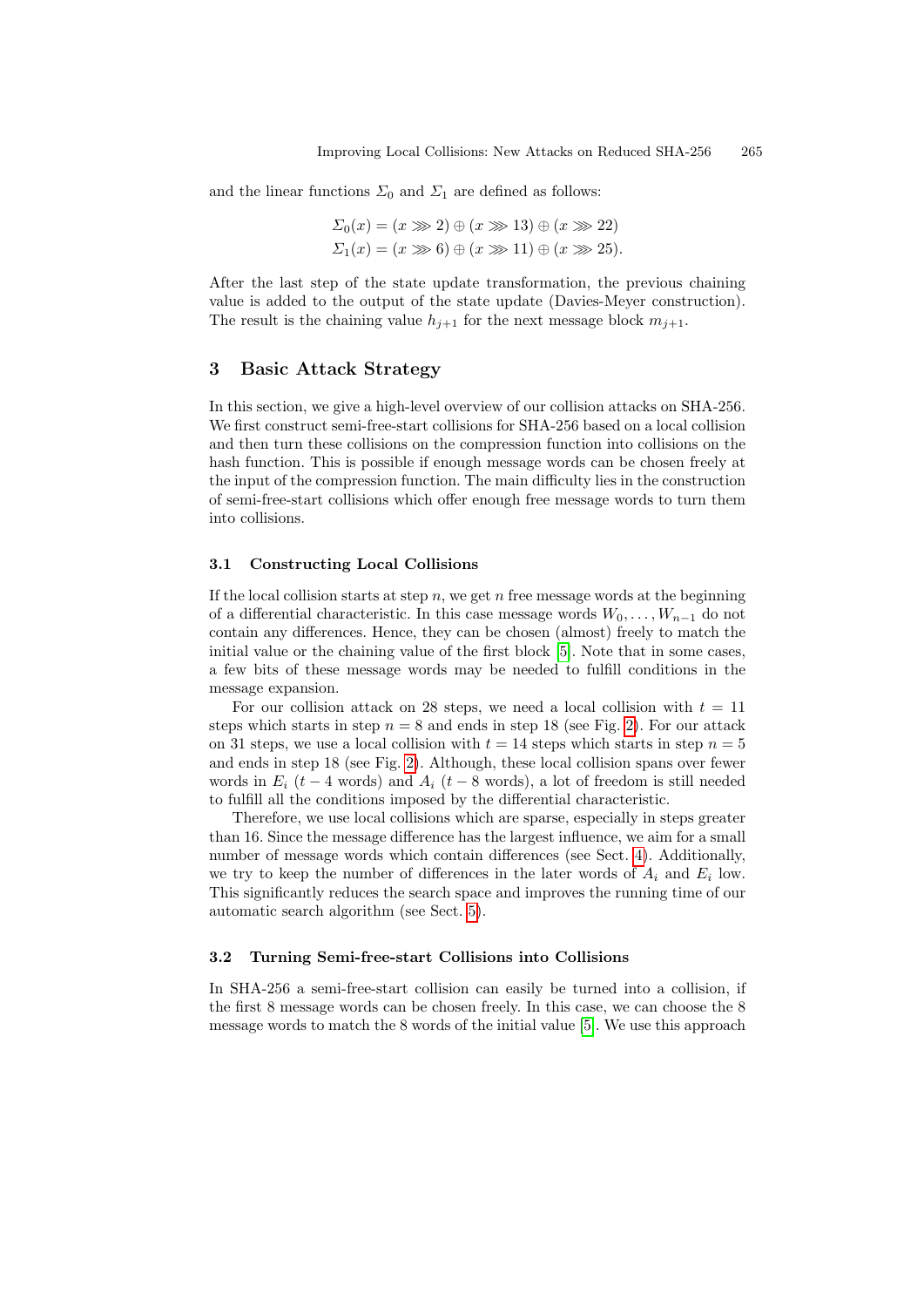and the linear functions $\Sigma_0$ and $\Sigma_1$ are defined as follows:

$$\Sigma_0(x) = (x \ggg 2) \oplus (x \ggg 13) \oplus (x \ggg 22)$$
$$\Sigma_1(x) = (x \ggg 6) \oplus (x \ggg 11) \oplus (x \ggg 25).$$

After the last step of the state update transformation, the previous chaining value is added to the output of the state update (Davies-Meyer construction). The result is the chaining value $h_{j+1}$ for the next message block $m_{j+1}$.

## 3 Basic Attack Strategy

In this section, we give a high-level overview of our collision attacks on SHA-256. We first construct semi-free-start collisions for SHA-256 based on a local collision and then turn these collisions on the compression function into collisions on the hash function. This is possible if enough message words can be chosen freely at the input of the compression function. The main difficulty lies in the construction of semi-free-start collisions which offer enough free message words to turn them into collisions.

### 3.1 Constructing Local Collisions

If the local collision starts at step $n$, we get $n$ free message words at the beginning of a differential characteristic. In this case message words $W_0, \ldots, W_{n-1}$ do not contain any differences. Hence, they can be chosen (almost) freely to match the initial value or the chaining value of the first block [5]. Note that in some cases, a few bits of these message words may be needed to fulfill conditions in the message expansion.

For our collision attack on 28 steps, we need a local collision with $t = 11$ steps which starts in step $n = 8$ and ends in step 18 (see Fig. 2). For our attack on 31 steps, we use a local collision with $t = 14$ steps which starts in step $n = 5$ and ends in step 18 (see Fig. 2). Although, these local collision spans over fewer words in $E_i$ ($t - 4$ words) and $A_i$ ($t - 8$ words), a lot of freedom is still needed to fulfill all the conditions imposed by the differential characteristic.

Therefore, we use local collisions which are sparse, especially in steps greater than 16. Since the message difference has the largest influence, we aim for a small number of message words which contain differences (see Sect. 4). Additionally, we try to keep the number of differences in the later words of $A_i$ and $E_i$ low. This significantly reduces the search space and improves the running time of our automatic search algorithm (see Sect. 5).

### 3.2 Turning Semi-free-start Collisions into Collisions

In SHA-256 a semi-free-start collision can easily be turned into a collision, if the first 8 message words can be chosen freely. In this case, we can choose the 8 message words to match the 8 words of the initial value [5]. We use this approach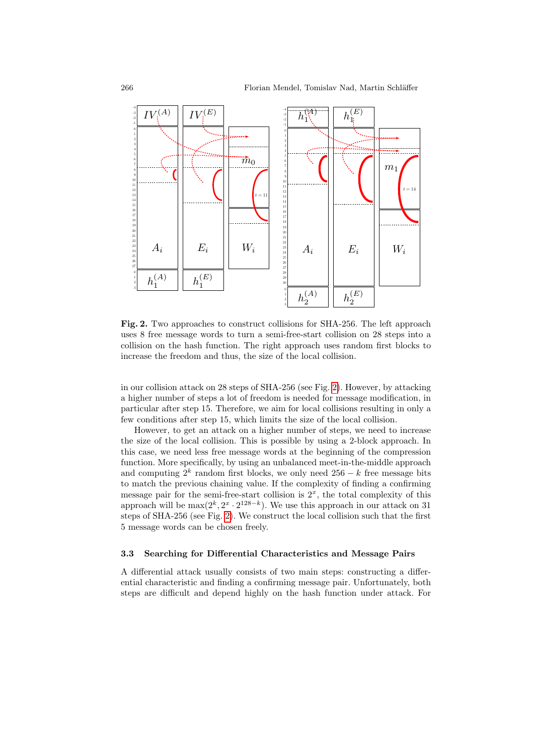**Fig. 2.** Two approaches to construct collisions for SHA-256. The left approach uses 8 free message words to turn a semi-free-start collision on 28 steps into a collision on the hash function. The right approach uses random first blocks to increase the freedom and thus, the size of the local collision.

in our collision attack on 28 steps of SHA-256 (see Fig. 2). However, by attacking a higher number of steps a lot of freedom is needed for message modification, in particular after step 15. Therefore, we aim for local collisions resulting in only a few conditions after step 15, which limits the size of the local collision.

However, to get an attack on a higher number of steps, we need to increase the size of the local collision. This is possible by using a 2-block approach. In this case, we need less free message words at the beginning of the compression function. More specifically, by using an unbalanced meet-in-the-middle approach and computing $2^k$ random first blocks, we only need $256 - k$ free message bits to match the previous chaining value. If the complexity of finding a confirming message pair for the semi-free-start collision is $2^x$, the total complexity of this approach will be $\max(2^k, 2^x \cdot 2^{128-k})$. We use this approach in our attack on 31 steps of SHA-256 (see Fig. 2). We construct the local collision such that the first 5 message words can be chosen freely.

### 3.3 Searching for Differential Characteristics and Message Pairs

A differential attack usually consists of two main steps: constructing a differential characteristic and finding a confirming message pair. Unfortunately, both steps are difficult and depend highly on the hash function under attack. For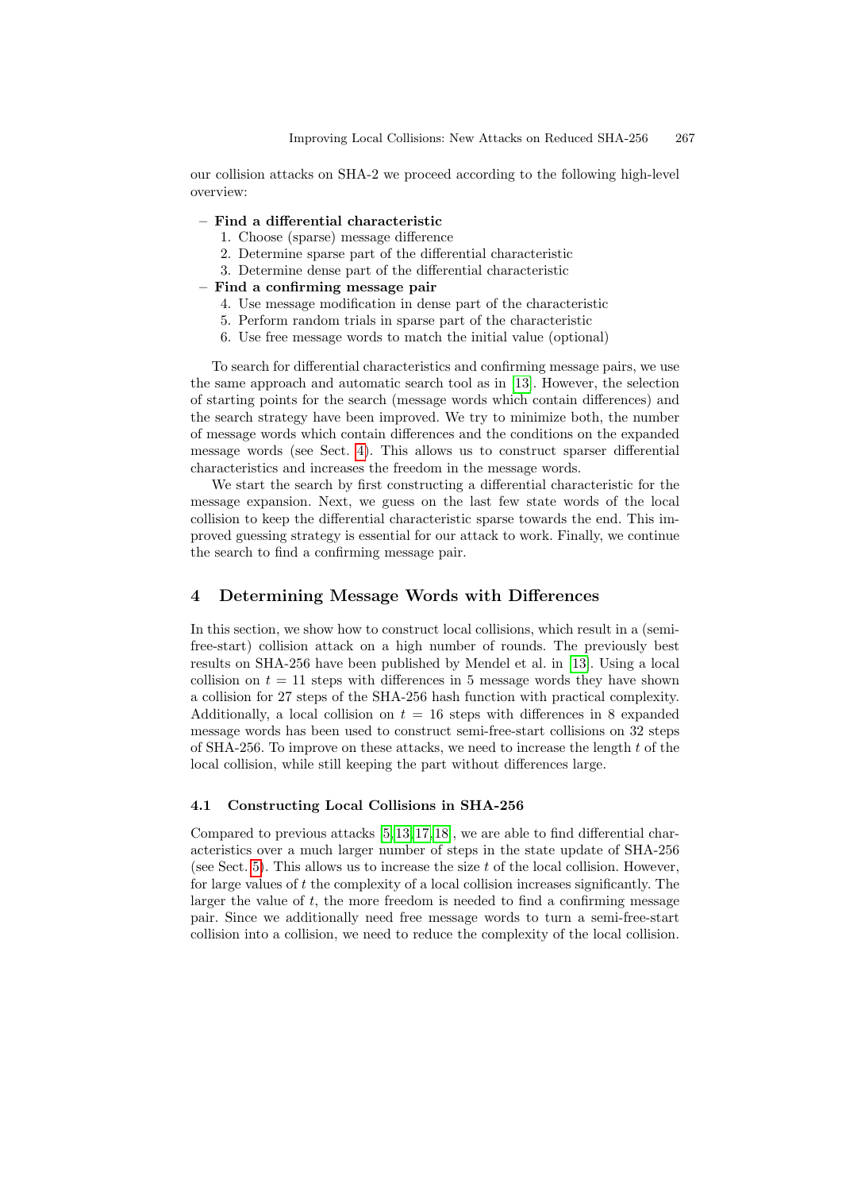our collision attacks on SHA-2 we proceed according to the following high-level overview:

- **Find a differential characteristic**
  1. Choose (sparse) message difference
  2. Determine sparse part of the differential characteristic
  3. Determine dense part of the differential characteristic
- **Find a confirming message pair**
  4. Use message modification in dense part of the characteristic
  5. Perform random trials in sparse part of the characteristic
  6. Use free message words to match the initial value (optional)

To search for differential characteristics and confirming message pairs, we use the same approach and automatic search tool as in [13]. However, the selection of starting points for the search (message words which contain differences) and the search strategy have been improved. We try to minimize both, the number of message words which contain differences and the conditions on the expanded message words (see Sect. 4). This allows us to construct sparser differential characteristics and increases the freedom in the message words.

We start the search by first constructing a differential characteristic for the message expansion. Next, we guess on the last few state words of the local collision to keep the differential characteristic sparse towards the end. This improved guessing strategy is essential for our attack to work. Finally, we continue the search to find a confirming message pair.

## 4 Determining Message Words with Differences

In this section, we show how to construct local collisions, which result in a (semi-free-start) collision attack on a high number of rounds. The previously best results on SHA-256 have been published by Mendel et al. in [13]. Using a local collision on $t = 11$ steps with differences in 5 message words they have shown a collision for 27 steps of the SHA-256 hash function with practical complexity. Additionally, a local collision on $t = 16$ steps with differences in 8 expanded message words has been used to construct semi-free-start collisions on 32 steps of SHA-256. To improve on these attacks, we need to increase the length $t$ of the local collision, while still keeping the part without differences large.

### 4.1 Constructing Local Collisions in SHA-256

Compared to previous attacks [5,13,17,18], we are able to find differential characteristics over a much larger number of steps in the state update of SHA-256 (see Sect. 5). This allows us to increase the size $t$ of the local collision. However, for large values of $t$ the complexity of a local collision increases significantly. The larger the value of $t$, the more freedom is needed to find a confirming message pair. Since we additionally need free message words to turn a semi-free-start collision into a collision, we need to reduce the complexity of the local collision.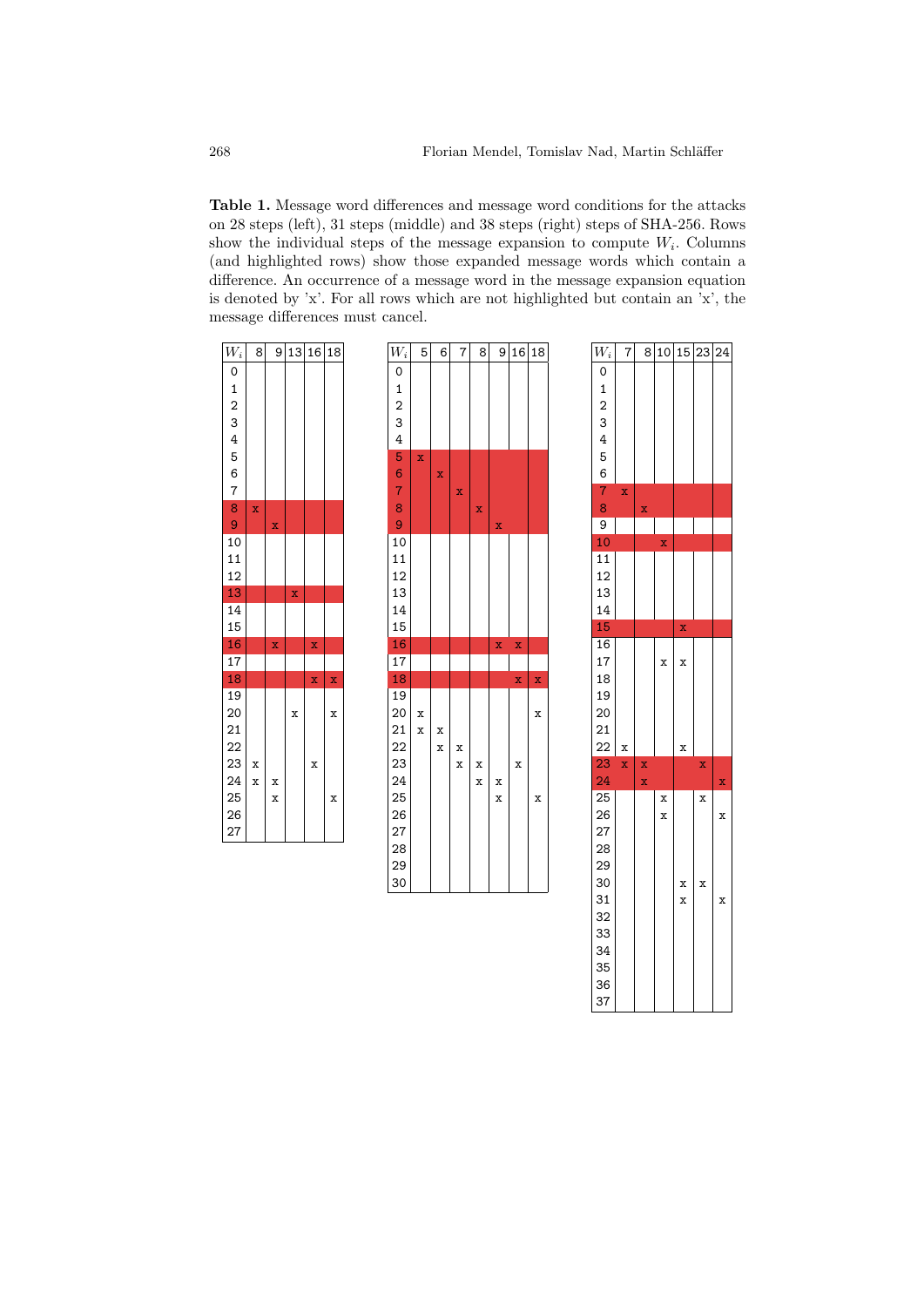**Table 1.** Message word differences and message word conditions for the attacks on 28 steps (left), 31 steps (middle) and 38 steps (right) steps of SHA-256. Rows show the individual steps of the message expansion to compute $W_i$. Columns (and highlighted rows) show those expanded message words which contain a difference. An occurrence of a message word in the message expansion equation is denoted by 'x'. For all rows which are not highlighted but contain an 'x', the message differences must cancel.

**28 steps (left):**

| $W_i$ | 8 | 9 | 13 | 16 | 18 |
|---|---|---|---|---|---|
| 0 | | | | | |
| 1 | | | | | |
| 2 | | | | | |
| 3 | | | | | |
| 4 | | | | | |
| 5 | | | | | |
| 6 | | | | | |
| 7 | | | | | |
| 8 | x | | | | |
| 9 | | x | | | |
| 10 | | | | | |
| 11 | | | | | |
| 12 | | | | | |
| 13 | | | x | | |
| 14 | | | | | |
| 15 | | | | | |
| 16 | | x | | x | |
| 17 | | | | | |
| 18 | | | | x | x |
| 19 | | | | | |
| 20 | | | x | | x |
| 21 | | | | | |
| 22 | | | | | |
| 23 | x | | | x | |
| 24 | x | x | | | |
| 25 | | x | | | x |
| 26 | | | | | |
| 27 | | | | | |

**31 steps (middle):**

| $W_i$ | 5 | 6 | 7 | 8 | 9 | 16 | 18 |
|---|---|---|---|---|---|---|---|
| 0 | | | | | | | |
| 1 | | | | | | | |
| 2 | | | | | | | |
| 3 | | | | | | | |
| 4 | | | | | | | |
| 5 | x | | | | | | |
| 6 | | x | | | | | |
| 7 | | | x | | | | |
| 8 | | | | x | | | |
| 9 | | | | | x | | |
| 10 | | | | | | | |
| 11 | | | | | | | |
| 12 | | | | | | | |
| 13 | | | | | | | |
| 14 | | | | | | | |
| 15 | | | | | | | |
| 16 | | | | | x | x | |
| 17 | | | | | | | |
| 18 | | | | | | x | x |
| 19 | | | | | | | |
| 20 | x | | | | | | x |
| 21 | x | x | | | | | |
| 22 | | x | x | | | | |
| 23 | | | x | x | | x | |
| 24 | | | | x | x | | |
| 25 | | | | | x | | x |
| 26 | | | | | | | |
| 27 | | | | | | | |
| 28 | | | | | | | |
| 29 | | | | | | | |
| 30 | | | | | | | |

**38 steps (right):**

| $W_i$ | 7 | 8 | 10 | 15 | 23 | 24 |
|---|---|---|---|---|---|---|
| 0 | | | | | | |
| 1 | | | | | | |
| 2 | | | | | | |
| 3 | | | | | | |
| 4 | | | | | | |
| 5 | | | | | | |
| 6 | | | | | | |
| 7 | x | | | | | |
| 8 | | x | | | | |
| 9 | | | | | | |
| 10 | | | x | | | |
| 11 | | | | | | |
| 12 | | | | | | |
| 13 | | | | | | |
| 14 | | | | | | |
| 15 | | | | x | | |
| 16 | | | | | | |
| 17 | | | x | x | | |
| 18 | | | | | | |
| 19 | | | | | | |
| 20 | | | | | | |
| 21 | | | | | | |
| 22 | x | | | x | | |
| 23 | x | x | | | x | |
| 24 | | x | | | | x |
| 25 | | | x | | x | |
| 26 | | | x | | | x |
| 27 | | | | | | |
| 28 | | | | | | |
| 29 | | | | | | |
| 30 | | | | x | x | |
| 31 | | | | x | | x |
| 32 | | | | | | |
| 33 | | | | | | |
| 34 | | | | | | |
| 35 | | | | | | |
| 36 | | | | | | |
| 37 | | | | | | |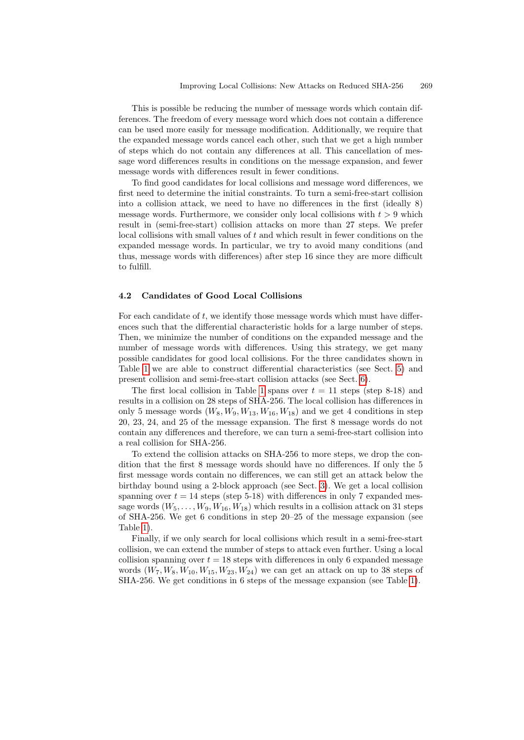This is possible be reducing the number of message words which contain differences. The freedom of every message word which does not contain a difference can be used more easily for message modification. Additionally, we require that the expanded message words cancel each other, such that we get a high number of steps which do not contain any differences at all. This cancellation of message word differences results in conditions on the message expansion, and fewer message words with differences result in fewer conditions.

To find good candidates for local collisions and message word differences, we first need to determine the initial constraints. To turn a semi-free-start collision into a collision attack, we need to have no differences in the first (ideally 8) message words. Furthermore, we consider only local collisions with $t > 9$ which result in (semi-free-start) collision attacks on more than 27 steps. We prefer local collisions with small values of $t$ and which result in fewer conditions on the expanded message words. In particular, we try to avoid many conditions (and thus, message words with differences) after step 16 since they are more difficult to fulfill.

### 4.2 Candidates of Good Local Collisions

For each candidate of $t$, we identify those message words which must have differences such that the differential characteristic holds for a large number of steps. Then, we minimize the number of conditions on the expanded message and the number of message words with differences. Using this strategy, we get many possible candidates for good local collisions. For the three candidates shown in Table 1 we are able to construct differential characteristics (see Sect. 5) and present collision and semi-free-start collision attacks (see Sect. 6).

The first local collision in Table 1 spans over $t = 11$ steps (step 8-18) and results in a collision on 28 steps of SHA-256. The local collision has differences in only 5 message words ($W_8, W_9, W_{13}, W_{16}, W_{18}$) and we get 4 conditions in step 20, 23, 24, and 25 of the message expansion. The first 8 message words do not contain any differences and therefore, we can turn a semi-free-start collision into a real collision for SHA-256.

To extend the collision attacks on SHA-256 to more steps, we drop the condition that the first 8 message words should have no differences. If only the 5 first message words contain no differences, we can still get an attack below the birthday bound using a 2-block approach (see Sect. 3). We get a local collision spanning over $t = 14$ steps (step 5-18) with differences in only 7 expanded message words ($W_5, \dots, W_9, W_{16}, W_{18}$) which results in a collision attack on 31 steps of SHA-256. We get 6 conditions in step 20–25 of the message expansion (see Table 1).

Finally, if we only search for local collisions which result in a semi-free-start collision, we can extend the number of steps to attack even further. Using a local collision spanning over $t = 18$ steps with differences in only 6 expanded message words ($W_7, W_8, W_{10}, W_{15}, W_{23}, W_{24}$) we can get an attack on up to 38 steps of SHA-256. We get conditions in 6 steps of the message expansion (see Table 1).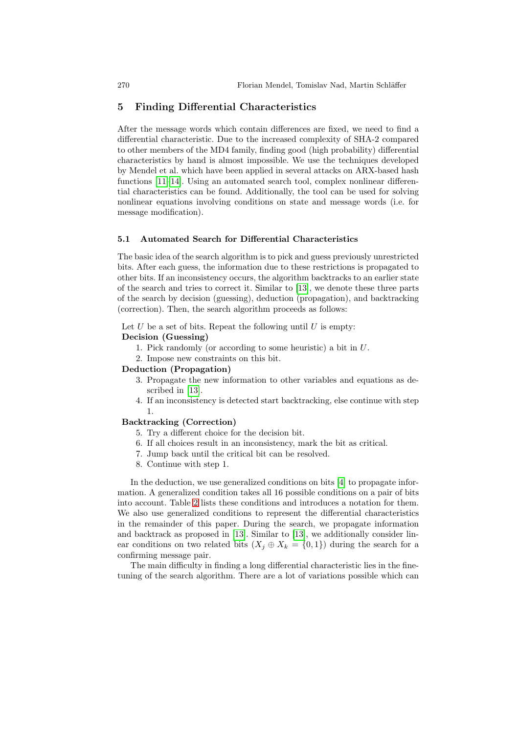## 5 Finding Differential Characteristics

After the message words which contain differences are fixed, we need to find a differential characteristic. Due to the increased complexity of SHA-2 compared to other members of the MD4 family, finding good (high probability) differential characteristics by hand is almost impossible. We use the techniques developed by Mendel et al. which have been applied in several attacks on ARX-based hash functions [11–14]. Using an automated search tool, complex nonlinear differential characteristics can be found. Additionally, the tool can be used for solving nonlinear equations involving conditions on state and message words (i.e. for message modification).

### 5.1 Automated Search for Differential Characteristics

The basic idea of the search algorithm is to pick and guess previously unrestricted bits. After each guess, the information due to these restrictions is propagated to other bits. If an inconsistency occurs, the algorithm backtracks to an earlier state of the search and tries to correct it. Similar to [13], we denote these three parts of the search by decision (guessing), deduction (propagation), and backtracking (correction). Then, the search algorithm proceeds as follows:

Let $U$ be a set of bits. Repeat the following until $U$ is empty:

**Decision (Guessing)**

1. Pick randomly (or according to some heuristic) a bit in $U$.
2. Impose new constraints on this bit.

**Deduction (Propagation)**

3. Propagate the new information to other variables and equations as described in [13].
4. If an inconsistency is detected start backtracking, else continue with step 1.

**Backtracking (Correction)**

5. Try a different choice for the decision bit.
6. If all choices result in an inconsistency, mark the bit as critical.
7. Jump back until the critical bit can be resolved.
8. Continue with step 1.

In the deduction, we use generalized conditions on bits [4] to propagate information. A generalized condition takes all 16 possible conditions on a pair of bits into account. Table 2 lists these conditions and introduces a notation for them. We also use generalized conditions to represent the differential characteristics in the remainder of this paper. During the search, we propagate information and backtrack as proposed in [13]. Similar to [13], we additionally consider linear conditions on two related bits ($X_j \oplus X_k = \{0, 1\}$) during the search for a confirming message pair.

The main difficulty in finding a long differential characteristic lies in the fine-tuning of the search algorithm. There are a lot of variations possible which can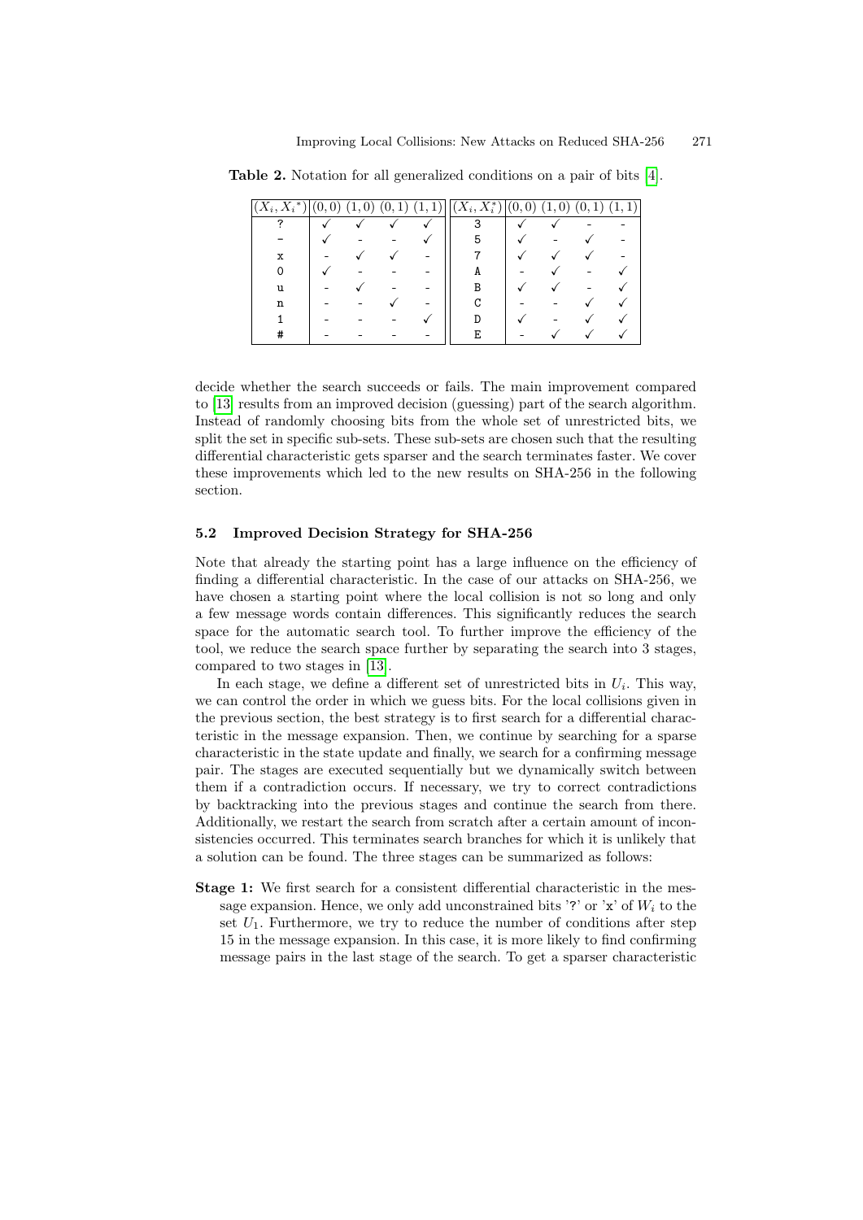**Table 2.** Notation for all generalized conditions on a pair of bits [4].

| $(X_i, X_i^*)$ | (0,0) | (1,0) | (0,1) | (1,1) | $(X_i, X_i^*)$ | (0,0) | (1,0) | (0,1) | (1,1) |
|---|---|---|---|---|---|---|---|---|---|
| ? | ✓ | ✓ | ✓ | ✓ | 3 | ✓ | ✓ | - | - |
| - | ✓ | - | - | ✓ | 5 | ✓ | - | ✓ | - |
| x | - | ✓ | ✓ | - | 7 | ✓ | ✓ | ✓ | - |
| 0 | ✓ | - | - | - | A | - | ✓ | - | ✓ |
| u | - | ✓ | - | - | B | ✓ | ✓ | - | ✓ |
| n | - | - | ✓ | - | C | - | - | ✓ | ✓ |
| 1 | - | - | - | ✓ | D | ✓ | - | ✓ | ✓ |
| # | - | - | - | - | E | - | ✓ | ✓ | ✓ |

decide whether the search succeeds or fails. The main improvement compared to [13] results from an improved decision (guessing) part of the search algorithm. Instead of randomly choosing bits from the whole set of unrestricted bits, we split the set in specific sub-sets. These sub-sets are chosen such that the resulting differential characteristic gets sparser and the search terminates faster. We cover these improvements which led to the new results on SHA-256 in the following section.

### 5.2 Improved Decision Strategy for SHA-256

Note that already the starting point has a large influence on the efficiency of finding a differential characteristic. In the case of our attacks on SHA-256, we have chosen a starting point where the local collision is not so long and only a few message words contain differences. This significantly reduces the search space for the automatic search tool. To further improve the efficiency of the tool, we reduce the search space further by separating the search into 3 stages, compared to two stages in [13].

In each stage, we define a different set of unrestricted bits in $U_i$. This way, we can control the order in which we guess bits. For the local collisions given in the previous section, the best strategy is to first search for a differential characteristic in the message expansion. Then, we continue by searching for a sparse characteristic in the state update and finally, we search for a confirming message pair. The stages are executed sequentially but we dynamically switch between them if a contradiction occurs. If necessary, we try to correct contradictions by backtracking into the previous stages and continue the search from there. Additionally, we restart the search from scratch after a certain amount of inconsistencies occurred. This terminates search branches for which it is unlikely that a solution can be found. The three stages can be summarized as follows:

**Stage 1:** We first search for a consistent differential characteristic in the message expansion. Hence, we only add unconstrained bits '?' or 'x' of $W_i$ to the set $U_1$. Furthermore, we try to reduce the number of conditions after step 15 in the message expansion. In this case, it is more likely to find confirming message pairs in the last stage of the search. To get a sparser characteristic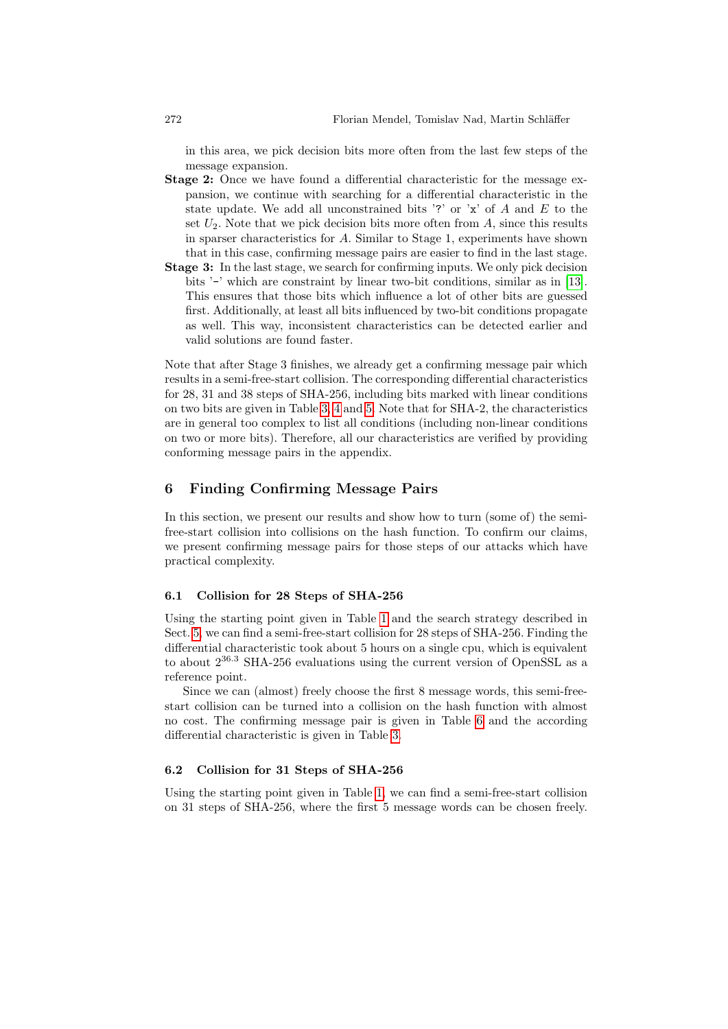in this area, we pick decision bits more often from the last few steps of the message expansion.

**Stage 2:** Once we have found a differential characteristic for the message expansion, we continue with searching for a differential characteristic in the state update. We add all unconstrained bits '?' or 'x' of $A$ and $E$ to the set $U_2$. Note that we pick decision bits more often from $A$, since this results in sparser characteristics for $A$. Similar to Stage 1, experiments have shown that in this case, confirming message pairs are easier to find in the last stage.

**Stage 3:** In the last stage, we search for confirming inputs. We only pick decision bits '-' which are constraint by linear two-bit conditions, similar as in [13]. This ensures that those bits which influence a lot of other bits are guessed first. Additionally, at least all bits influenced by two-bit conditions propagate as well. This way, inconsistent characteristics can be detected earlier and valid solutions are found faster.

Note that after Stage 3 finishes, we already get a confirming message pair which results in a semi-free-start collision. The corresponding differential characteristics for 28, 31 and 38 steps of SHA-256, including bits marked with linear conditions on two bits are given in Table 3, 4 and 5. Note that for SHA-2, the characteristics are in general too complex to list all conditions (including non-linear conditions on two or more bits). Therefore, all our characteristics are verified by providing conforming message pairs in the appendix.

## 6 Finding Confirming Message Pairs

In this section, we present our results and show how to turn (some of) the semi-free-start collision into collisions on the hash function. To confirm our claims, we present confirming message pairs for those steps of our attacks which have practical complexity.

### 6.1 Collision for 28 Steps of SHA-256

Using the starting point given in Table 1 and the search strategy described in Sect. 5, we can find a semi-free-start collision for 28 steps of SHA-256. Finding the differential characteristic took about 5 hours on a single cpu, which is equivalent to about $2^{36.3}$ SHA-256 evaluations using the current version of OpenSSL as a reference point.

Since we can (almost) freely choose the first 8 message words, this semi-free-start collision can be turned into a collision on the hash function with almost no cost. The confirming message pair is given in Table 6 and the according differential characteristic is given in Table 3.

### 6.2 Collision for 31 Steps of SHA-256

Using the starting point given in Table 1, we can find a semi-free-start collision on 31 steps of SHA-256, where the first 5 message words can be chosen freely.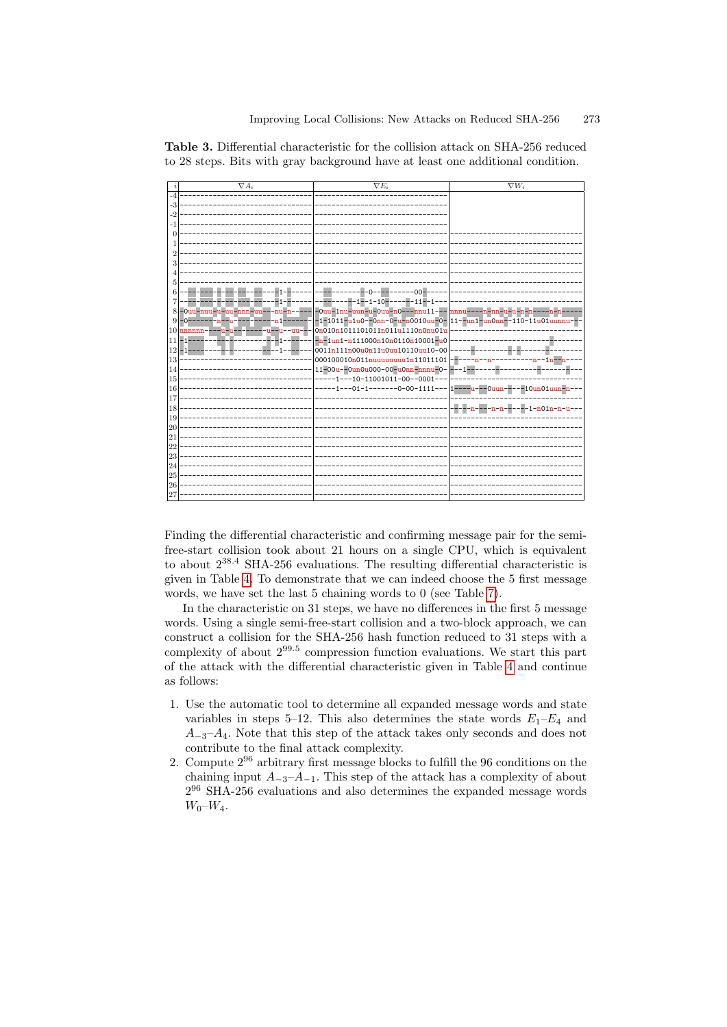**Table 3.** Differential characteristic for the collision attack on SHA-256 reduced to 28 steps. Bits with gray background have at least one additional condition.

| $i$ | $\nabla A_i$ | $\nabla E_i$ | $\nabla W_i$ |
|---|---|---|---|
| -4 | -------------------------------- | -------------------------------- | |
| -3 | -------------------------------- | -------------------------------- | |
| -2 | -------------------------------- | -------------------------------- | |
| -1 | -------------------------------- | -------------------------------- | |
| 0 | -------------------------------- | -------------------------------- | -------------------------------- |
| 1 | -------------------------------- | -------------------------------- | -------------------------------- |
| 2 | -------------------------------- | -------------------------------- | -------------------------------- |
| 3 | -------------------------------- | -------------------------------- | -------------------------------- |
| 4 | -------------------------------- | -------------------------------- | -------------------------------- |
| 5 | -------------------------------- | -------------------------------- | -------------------------------- |
| 6 | -------------------------1------ | ---------------0----------00---- | -------------------------------- |
| 7 | -------------------------1------ | ------------1--1-10------11--1--- | -------------------------------- |
| 8 | -0uu-nuu-u-uu-nnn-uu---nu-n----- | -0uu-1nu-uun-u-0uu-n0----nnu11-- | nnnu----n-nn-u-u-n-n-----n-n---- |
| 9 | -0-------n--u---------n1-------- | -1-1011-u1u0--0nn-0-u-n0010uu-0- | 11--un1-un0nn--110-11u01uunnu--- |
| 10 | nnnnnn----u-u---------u--u--uu-- | 0n010n1011101011n011u1110n0nu01u | -------------------------------- |
| 11 | -1--------------------1----------- | -n-1un1-n111000n10n0110n10001-u0 | -------------------------------- |
| 12 | -1---------------------1-------- | 0011n111n00u0n11u0uu10110uu10-00 | -------------------------------- |
| 13 | -------------------------------- | 000100010n011nuuuuuuuu1n11011101 | ------n--n-----------n--1n--n--- |
| 14 | -------------------------------- | 11-00u--0un0u000-00-u0nn-nnnu-0- | ---1---------------------------- |
| 15 | -------------------------------- | ------1---10-11001011-00--0001--- | -------------------------------- |
| 16 | -------------------------------- | ------1---01-1--------0-00-1111--- | 1-----u---0uun-----10un01uun-n--- |
| 17 | -------------------------------- | -------------------------------- | -------------------------------- |
| 18 | -------------------------------- | -------------------------------- | -----n-----n-n------1-n01n-n-u--- |
| 19 | -------------------------------- | -------------------------------- | -------------------------------- |
| 20 | -------------------------------- | -------------------------------- | -------------------------------- |
| 21 | -------------------------------- | -------------------------------- | -------------------------------- |
| 22 | -------------------------------- | -------------------------------- | -------------------------------- |
| 23 | -------------------------------- | -------------------------------- | -------------------------------- |
| 24 | -------------------------------- | -------------------------------- | -------------------------------- |
| 25 | -------------------------------- | -------------------------------- | -------------------------------- |
| 26 | -------------------------------- | -------------------------------- | -------------------------------- |
| 27 | -------------------------------- | -------------------------------- | -------------------------------- |

Finding the differential characteristic and confirming message pair for the semi-free-start collision took about 21 hours on a single CPU, which is equivalent to about $2^{38.4}$ SHA-256 evaluations. The resulting differential characteristic is given in Table 4. To demonstrate that we can indeed choose the 5 first message words, we have set the last 5 chaining words to 0 (see Table 7).

In the characteristic on 31 steps, we have no differences in the first 5 message words. Using a single semi-free-start collision and a two-block approach, we can construct a collision for the SHA-256 hash function reduced to 31 steps with a complexity of about $2^{99.5}$ compression function evaluations. We start this part of the attack with the differential characteristic given in Table 4 and continue as follows:

1. Use the automatic tool to determine all expanded message words and state variables in steps 5–12. This also determines the state words $E_1$–$E_4$ and $A_{-3}$–$A_4$. Note that this step of the attack takes only seconds and does not contribute to the final attack complexity.
2. Compute $2^{96}$ arbitrary first message blocks to fulfill the 96 conditions on the chaining input $A_{-3}$–$A_{-1}$. This step of the attack has a complexity of about $2^{96}$ SHA-256 evaluations and also determines the expanded message words $W_0$–$W_4$.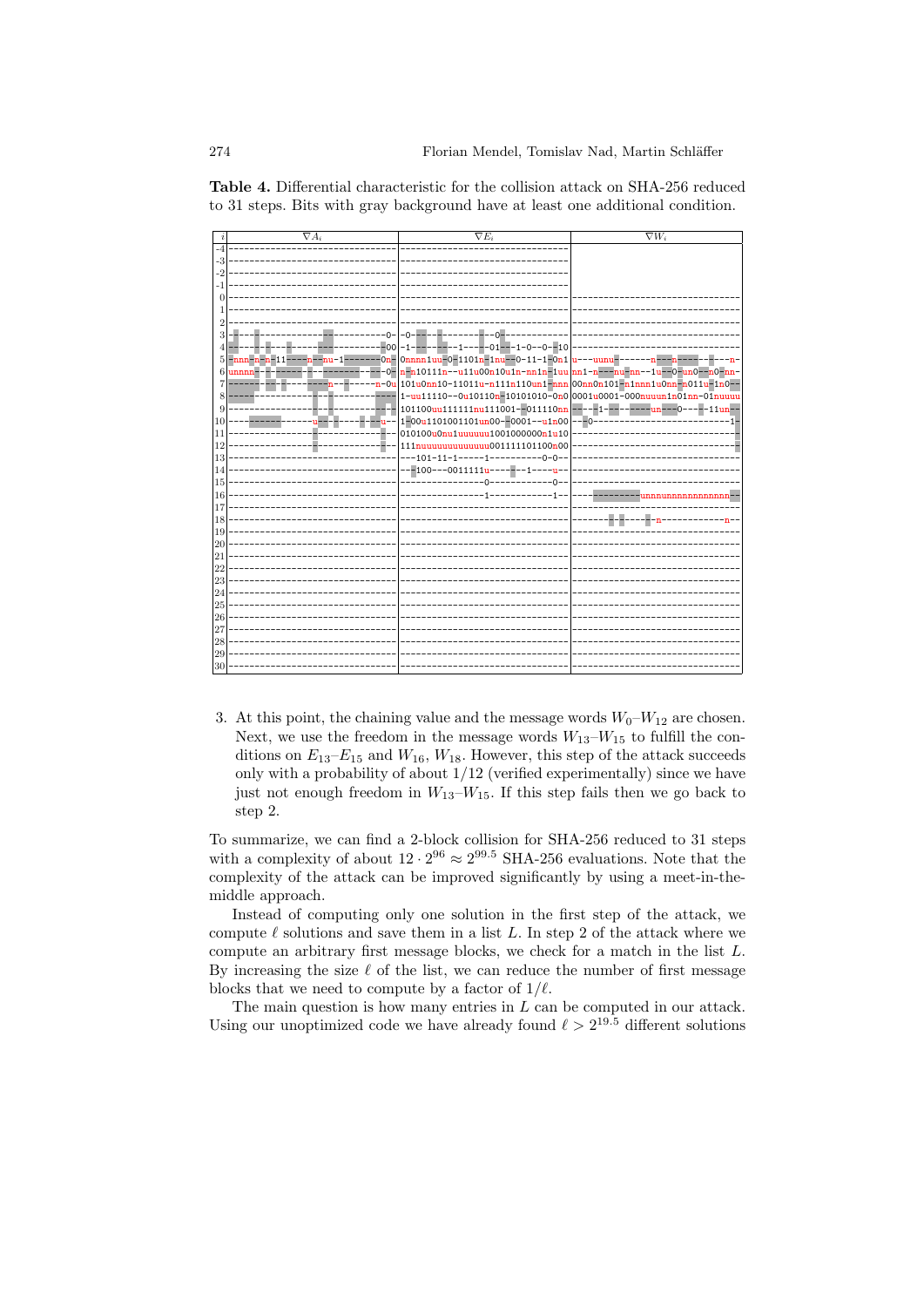**Table 4.** Differential characteristic for the collision attack on SHA-256 reduced to 31 steps. Bits with gray background have at least one additional condition.

| $i$ | $\nabla A_i$ | $\nabla E_i$ | $\nabla W_i$ |
|---|---|---|---|
| -4 | -------------------------------- | -------------------------------- | |
| -3 | -------------------------------- | -------------------------------- | |
| -2 | -------------------------------- | -------------------------------- | |
| -1 | -------------------------------- | -------------------------------- | |
| 0 | -------------------------------- | -------------------------------- | -------------------------------- |
| 1 | -------------------------------- | -------------------------------- | -------------------------------- |
| 2 | -------------------------------- | -------------------------------- | -------------------------------- |
| 3 | ------------------------------0- | -0------------------0----------- | -------------------------------- |
| 4 | ------------------------------00 | -1---------1-----01---1-0--0--10 | -------------------------------- |
| 5 | -nnn-n-n-11------n--nu-1------0n- | 0nnnn1uu-0-1101n-1nu--0-11-1-0n1 | u---uunu--------n---n------------n- |
| 6 | unnnn-------------------------0- | n-n10111n--u11u00n10u1n-nn1n-1uu | nn1-n---nu-nn--1u--0-un0--n0-nn- |
| 7 | -------------------n------n-0u | 101u0nn10-11011u-n111n110un1-nnn | 00nn0n101-n1nnn1u0nn-n011u-1n0-- |
| 8 | -------------------------------- | 1-uu11110--0u10110n-10101010-0n0 | 0001u0001-000nuuun1n01nn-01nuuuu |
| 9 | -------------------------------- | 101100uu111111nu111001--011110nn | ----1---------un---0----11un-- |
| 10 | ---------------u---------u--- | 1-00u1101001101un00--0001--u1n00 | --0----------------------------1- |
| 11 | -------------------------------- | 010100u0nu1uuuuuu1001000000n1u10 | -------------------------------- |
| 12 | -------------------------------- | 111nuuuuuuuuuuuuu001111101100n00 | -------------------------------- |
| 13 | -------------------------------- | ---101-11-1-----1----------0-0-- | -------------------------------- |
| 14 | -------------------------------- | ---100---0011111u-------1----u-- | -------------------------------- |
| 15 | -------------------------------- | ----------------0------------0-- | -------------------------------- |
| 16 | -------------------------------- | ----------------1------------1-- | -------------unnnunnnnnnnnnnnn-- |
| 17 | -------------------------------- | -------------------------------- | -------------------------------- |
| 18 | -------------------------------- | -------------------------------- | ------------------n-----------n-- |
| 19 | -------------------------------- | -------------------------------- | -------------------------------- |
| 20 | -------------------------------- | -------------------------------- | -------------------------------- |
| 21 | -------------------------------- | -------------------------------- | -------------------------------- |
| 22 | -------------------------------- | -------------------------------- | -------------------------------- |
| 23 | -------------------------------- | -------------------------------- | -------------------------------- |
| 24 | -------------------------------- | -------------------------------- | -------------------------------- |
| 25 | -------------------------------- | -------------------------------- | -------------------------------- |
| 26 | -------------------------------- | -------------------------------- | -------------------------------- |
| 27 | -------------------------------- | -------------------------------- | -------------------------------- |
| 28 | -------------------------------- | -------------------------------- | -------------------------------- |
| 29 | -------------------------------- | -------------------------------- | -------------------------------- |
| 30 | -------------------------------- | -------------------------------- | -------------------------------- |

3. At this point, the chaining value and the message words $W_0$–$W_{12}$ are chosen. Next, we use the freedom in the message words $W_{13}$–$W_{15}$ to fulfill the conditions on $E_{13}$–$E_{15}$ and $W_{16}$, $W_{18}$. However, this step of the attack succeeds only with a probability of about $1/12$ (verified experimentally) since we have just not enough freedom in $W_{13}$–$W_{15}$. If this step fails then we go back to step 2.

To summarize, we can find a 2-block collision for SHA-256 reduced to 31 steps with a complexity of about $12 \cdot 2^{96} \approx 2^{99.5}$ SHA-256 evaluations. Note that the complexity of the attack can be improved significantly by using a meet-in-the-middle approach.

Instead of computing only one solution in the first step of the attack, we compute $\ell$ solutions and save them in a list $L$. In step 2 of the attack where we compute an arbitrary first message blocks, we check for a match in the list $L$. By increasing the size $\ell$ of the list, we can reduce the number of first message blocks that we need to compute by a factor of $1/\ell$.

The main question is how many entries in $L$ can be computed in our attack. Using our unoptimized code we have already found $\ell > 2^{19.5}$ different solutions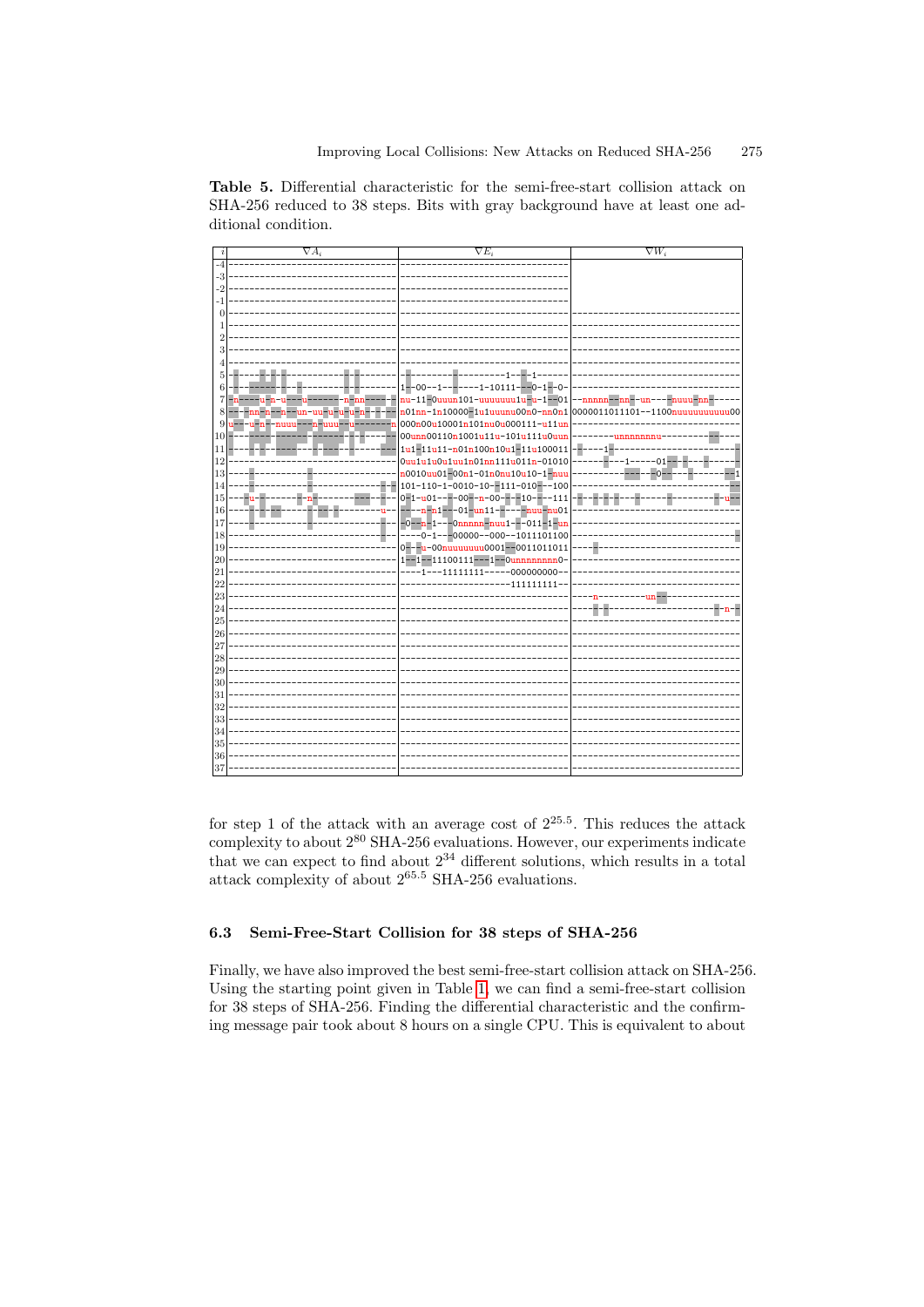**Table 5.** Differential characteristic for the semi-free-start collision attack on SHA-256 reduced to 38 steps. Bits with gray background have at least one additional condition.

| $i$ | $\nabla A_i$ | $\nabla E_i$ | $\nabla W_i$ |
|---|---|---|---|
| -4 | -------------------------------- | -------------------------------- | |
| -3 | -------------------------------- | -------------------------------- | |
| -2 | -------------------------------- | -------------------------------- | |
| -1 | -------------------------------- | -------------------------------- | |
| 0 | -------------------------------- | -------------------------------- | -------------------------------- |
| 1 | -------------------------------- | -------------------------------- | -------------------------------- |
| 2 | -------------------------------- | -------------------------------- | -------------------------------- |
| 3 | -------------------------------- | -------------------------------- | -------------------------------- |
| 4 | -------------------------------- | -------------------------------- | -------------------------------- |
| 5 | -------------------------------- | ---------------------1---1------ | -------------------------------- |
| 6 | -------------------------------- | 1--00--1-------1-10111---0-1--0- | -------------------------------- |
| 7 | -n-----u--n--u----u-------n-nn---- | nu-11-0uuun101-uuuuuuu1u-u-1--01 | --nnnnn--nn--un-----nuuu-nn----- |
| 8 | ----nn-n--n---un-uu-u-u-u-n------ | n01nn-1n10000-1u1uuunu00n0-nn0n1 | 0000011011101--1100nuuuuuuuuuu00 |
| 9 | u----u-n--nuuu----n-uuu--u-------n | 000n00u10001n101nu0u000111-u11un | -------------------------------- |
| 10 | -------------------------------- | 00unn00110n1001u11u-101u111u0uun | ---------unnnnnnnu-------------- |
| 11 | -------------------------------- | 1u1-11u11-n01n100n10u1-11u100011 | ---------1---------------------- |
| 12 | -------------------------------- | 0uu1u1u0u1uu1n01nn111u011n-01010 | --------------1-----01---------- |
| 13 | -------------------------------- | n0010uu01-00n1-01n0nu10u10-1-nuu | ------------------0-------------1 |
| 14 | -------------------------------- | 101-110-1-0010-10--111-010---100 | -------------------------------- |
| 15 | -----u-------------n------------ | 0-1-u01---00--n-00----10---111 | -------------------------------u- |
| 16 | ---------------------------------u-- | ------n-n1---01-un11----nuu-nu01 | -------------------------------- |
| 17 | -------------------------------- | -0---n-1---0nnnnn-nuu1---011-1-un | -------------------------------- |
| 18 | -------------------------------- | ----0-1---00000--000--1011101100 | -------------------------------- |
| 19 | -------------------------------- | 0----u-00nuuuuuuu0001--0011011011 | -------------------------------- |
| 20 | -------------------------------- | 1---1--11100111---1--0unnnnnnnn0- | -------------------------------- |
| 21 | -------------------------------- | ----1---11111111------000000000-- | -------------------------------- |
| 22 | -------------------------------- | ---------------------111111111-- | -------------------------------- |
| 23 | -------------------------------- | -------------------------------- | ---n-----------un--------------- |
| 24 | -------------------------------- | -------------------------------- | ------------------------------n-- |
| 25 | -------------------------------- | -------------------------------- | -------------------------------- |
| 26 | -------------------------------- | -------------------------------- | -------------------------------- |
| 27 | -------------------------------- | -------------------------------- | -------------------------------- |
| 28 | -------------------------------- | -------------------------------- | -------------------------------- |
| 29 | -------------------------------- | -------------------------------- | -------------------------------- |
| 30 | -------------------------------- | -------------------------------- | -------------------------------- |
| 31 | -------------------------------- | -------------------------------- | -------------------------------- |
| 32 | -------------------------------- | -------------------------------- | -------------------------------- |
| 33 | -------------------------------- | -------------------------------- | -------------------------------- |
| 34 | -------------------------------- | -------------------------------- | -------------------------------- |
| 35 | -------------------------------- | -------------------------------- | -------------------------------- |
| 36 | -------------------------------- | -------------------------------- | -------------------------------- |
| 37 | -------------------------------- | -------------------------------- | -------------------------------- |

for step 1 of the attack with an average cost of $2^{25.5}$. This reduces the attack complexity to about $2^{80}$ SHA-256 evaluations. However, our experiments indicate that we can expect to find about $2^{34}$ different solutions, which results in a total attack complexity of about $2^{65.5}$ SHA-256 evaluations.

### 6.3 Semi-Free-Start Collision for 38 steps of SHA-256

Finally, we have also improved the best semi-free-start collision attack on SHA-256. Using the starting point given in Table 1, we can find a semi-free-start collision for 38 steps of SHA-256. Finding the differential characteristic and the confirming message pair took about 8 hours on a single CPU. This is equivalent to about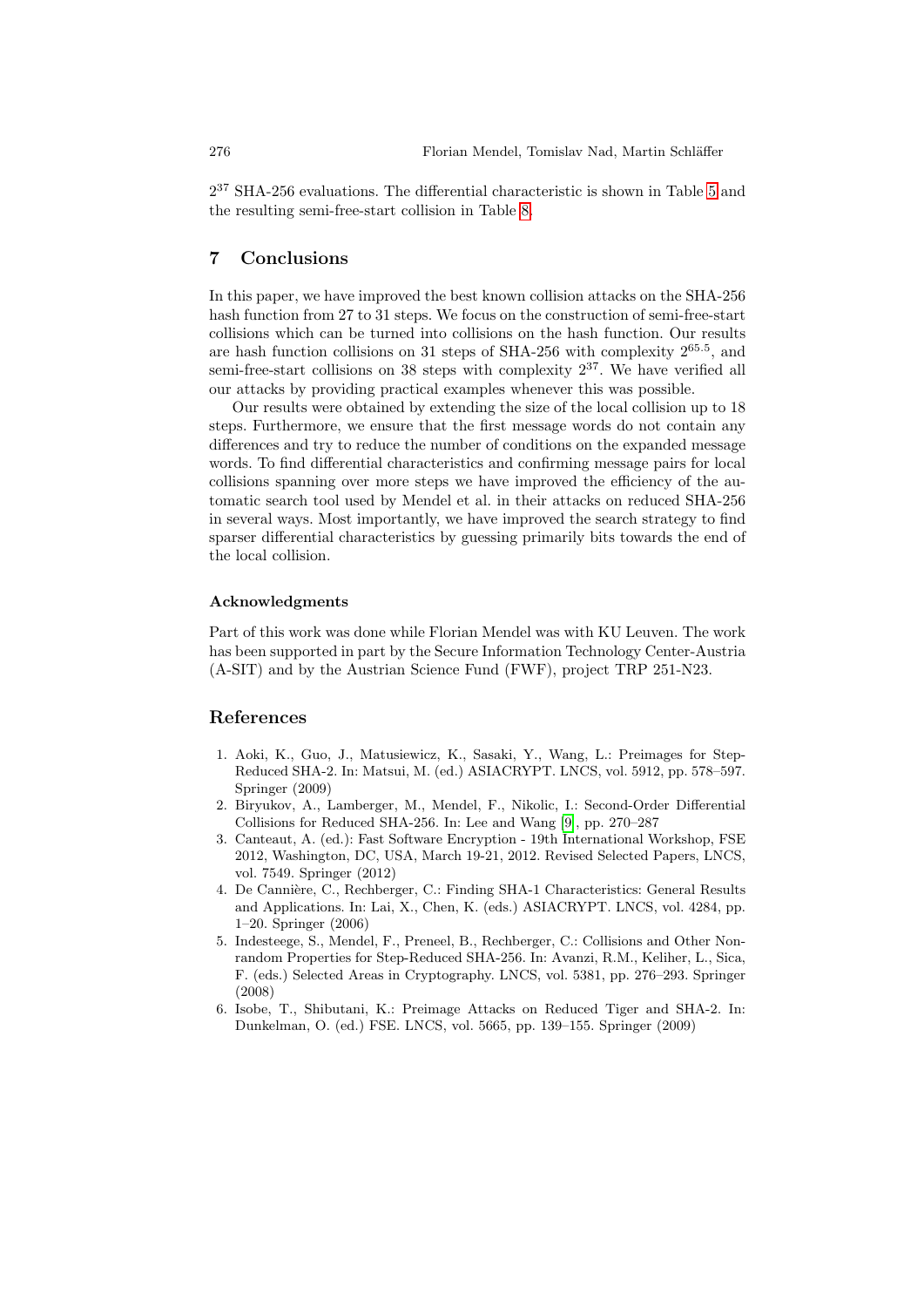$2^{37}$ SHA-256 evaluations. The differential characteristic is shown in Table 5 and the resulting semi-free-start collision in Table 8.

## 7 Conclusions

In this paper, we have improved the best known collision attacks on the SHA-256 hash function from 27 to 31 steps. We focus on the construction of semi-free-start collisions which can be turned into collisions on the hash function. Our results are hash function collisions on 31 steps of SHA-256 with complexity $2^{65.5}$, and semi-free-start collisions on 38 steps with complexity $2^{37}$. We have verified all our attacks by providing practical examples whenever this was possible.

Our results were obtained by extending the size of the local collision up to 18 steps. Furthermore, we ensure that the first message words do not contain any differences and try to reduce the number of conditions on the expanded message words. To find differential characteristics and confirming message pairs for local collisions spanning over more steps we have improved the efficiency of the automatic search tool used by Mendel et al. in their attacks on reduced SHA-256 in several ways. Most importantly, we have improved the search strategy to find sparser differential characteristics by guessing primarily bits towards the end of the local collision.

### Acknowledgments

Part of this work was done while Florian Mendel was with KU Leuven. The work has been supported in part by the Secure Information Technology Center-Austria (A-SIT) and by the Austrian Science Fund (FWF), project TRP 251-N23.

## References

1. Aoki, K., Guo, J., Matusiewicz, K., Sasaki, Y., Wang, L.: Preimages for Step-Reduced SHA-2. In: Matsui, M. (ed.) ASIACRYPT. LNCS, vol. 5912, pp. 578–597. Springer (2009)
2. Biryukov, A., Lamberger, M., Mendel, F., Nikolic, I.: Second-Order Differential Collisions for Reduced SHA-256. In: Lee and Wang [9], pp. 270–287
3. Canteaut, A. (ed.): Fast Software Encryption - 19th International Workshop, FSE 2012, Washington, DC, USA, March 19-21, 2012. Revised Selected Papers, LNCS, vol. 7549. Springer (2012)
4. De Cannière, C., Rechberger, C.: Finding SHA-1 Characteristics: General Results and Applications. In: Lai, X., Chen, K. (eds.) ASIACRYPT. LNCS, vol. 4284, pp. 1–20. Springer (2006)
5. Indesteege, S., Mendel, F., Preneel, B., Rechberger, C.: Collisions and Other Non-random Properties for Step-Reduced SHA-256. In: Avanzi, R.M., Keliher, L., Sica, F. (eds.) Selected Areas in Cryptography. LNCS, vol. 5381, pp. 276–293. Springer (2008)
6. Isobe, T., Shibutani, K.: Preimage Attacks on Reduced Tiger and SHA-2. In: Dunkelman, O. (ed.) FSE. LNCS, vol. 5665, pp. 139–155. Springer (2009)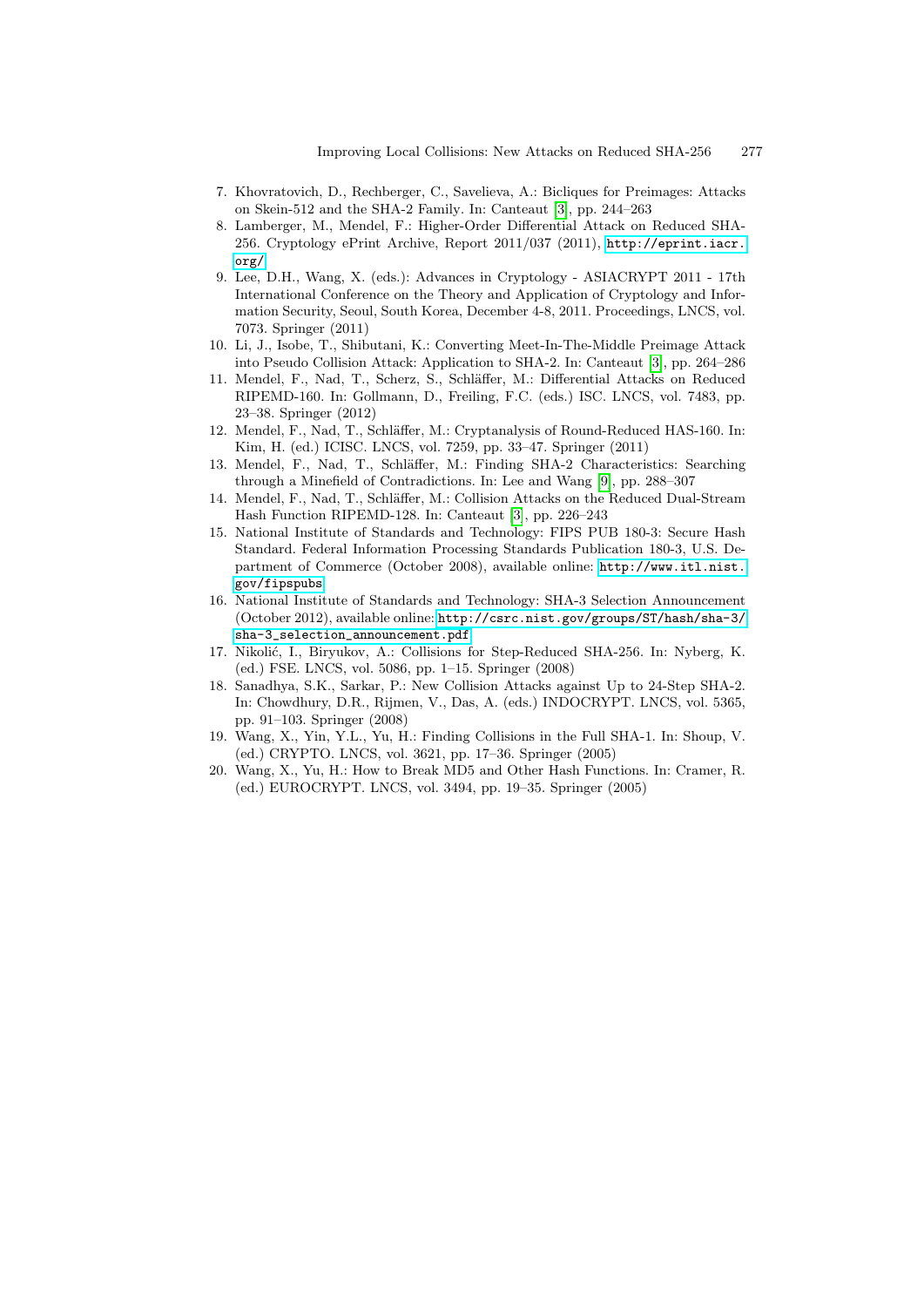7. Khovratovich, D., Rechberger, C., Savelieva, A.: Bicliques for Preimages: Attacks on Skein-512 and the SHA-2 Family. In: Canteaut [3], pp. 244–263
8. Lamberger, M., Mendel, F.: Higher-Order Differential Attack on Reduced SHA-256. Cryptology ePrint Archive, Report 2011/037 (2011), http://eprint.iacr.org/
9. Lee, D.H., Wang, X. (eds.): Advances in Cryptology - ASIACRYPT 2011 - 17th International Conference on the Theory and Application of Cryptology and Information Security, Seoul, South Korea, December 4-8, 2011. Proceedings, LNCS, vol. 7073. Springer (2011)
10. Li, J., Isobe, T., Shibutani, K.: Converting Meet-In-The-Middle Preimage Attack into Pseudo Collision Attack: Application to SHA-2. In: Canteaut [3], pp. 264–286
11. Mendel, F., Nad, T., Scherz, S., Schläffer, M.: Differential Attacks on Reduced RIPEMD-160. In: Gollmann, D., Freiling, F.C. (eds.) ISC. LNCS, vol. 7483, pp. 23–38. Springer (2012)
12. Mendel, F., Nad, T., Schläffer, M.: Cryptanalysis of Round-Reduced HAS-160. In: Kim, H. (ed.) ICISC. LNCS, vol. 7259, pp. 33–47. Springer (2011)
13. Mendel, F., Nad, T., Schläffer, M.: Finding SHA-2 Characteristics: Searching through a Minefield of Contradictions. In: Lee and Wang [9], pp. 288–307
14. Mendel, F., Nad, T., Schläffer, M.: Collision Attacks on the Reduced Dual-Stream Hash Function RIPEMD-128. In: Canteaut [3], pp. 226–243
15. National Institute of Standards and Technology: FIPS PUB 180-3: Secure Hash Standard. Federal Information Processing Standards Publication 180-3, U.S. Department of Commerce (October 2008), available online: http://www.itl.nist.gov/fipspubs
16. National Institute of Standards and Technology: SHA-3 Selection Announcement (October 2012), available online: http://csrc.nist.gov/groups/ST/hash/sha-3/sha-3_selection_announcement.pdf
17. Nikolić, I., Biryukov, A.: Collisions for Step-Reduced SHA-256. In: Nyberg, K. (ed.) FSE. LNCS, vol. 5086, pp. 1–15. Springer (2008)
18. Sanadhya, S.K., Sarkar, P.: New Collision Attacks against Up to 24-Step SHA-2. In: Chowdhury, D.R., Rijmen, V., Das, A. (eds.) INDOCRYPT. LNCS, vol. 5365, pp. 91–103. Springer (2008)
19. Wang, X., Yin, Y.L., Yu, H.: Finding Collisions in the Full SHA-1. In: Shoup, V. (ed.) CRYPTO. LNCS, vol. 3621, pp. 17–36. Springer (2005)
20. Wang, X., Yu, H.: How to Break MD5 and Other Hash Functions. In: Cramer, R. (ed.) EUROCRYPT. LNCS, vol. 3494, pp. 19–35. Springer (2005)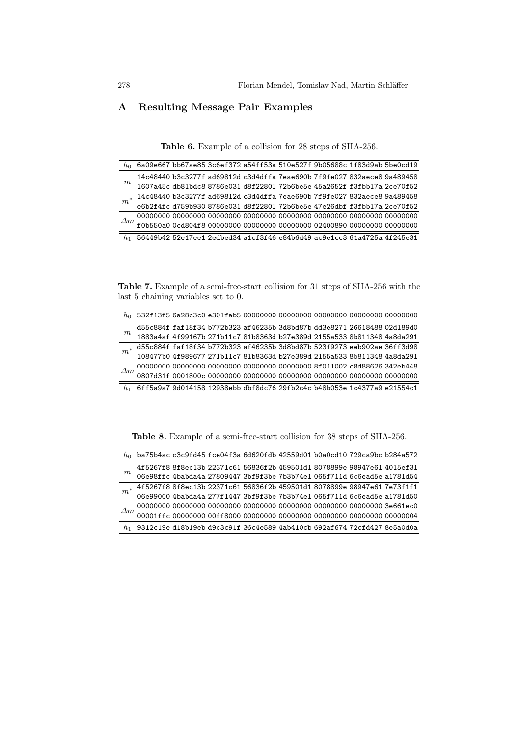## A Resulting Message Pair Examples

**Table 6.** Example of a collision for 28 steps of SHA-256.

| | |
|---|---|
| $h_0$ | 6a09e667 bb67ae85 3c6ef372 a54ff53a 510e527f 9b05688c 1f83d9ab 5be0cd19 |
| $m$ | 14c48440 b3c3277f ad69812d c3d4dffa 7eae690b 7f9fe027 832aece8 9a489458<br>1607a45c db81bdc8 8786e031 d8f22801 72b6be5e 45a2652f f3fbb17a 2ce70f52 |
| $m^*$ | 14c48440 b3c3277f ad69812d c3d4dffa 7eae690b 7f9fe027 832aece8 9a489458<br>e6b2f4fc d759b930 8786e031 d8f22801 72b6be5e 47e26dbf f3fbb17a 2ce70f52 |
| $\Delta m$ | 00000000 00000000 00000000 00000000 00000000 00000000 00000000 00000000<br>f0b550a0 0cd804f8 00000000 00000000 00000000 02400890 00000000 00000000 |
| $h_1$ | 56449b42 52e17ee1 2edbed34 a1cf3f46 e84b6d49 ac9e1cc3 61a4725a 4f245e31 |

**Table 7.** Example of a semi-free-start collision for 31 steps of SHA-256 with the last 5 chaining variables set to 0.

| | |
|---|---|
| $h_0$ | 532f13f5 6a28c3c0 e301fab5 00000000 00000000 00000000 00000000 00000000 |
| $m$ | d55c884f faf18f34 b772b323 af46235b 3d8bd87b dd3e8271 26618488 02d189d0<br>1883a4af 4f99167b 271b11c7 81b8363d b27e389d 2155a533 8b811348 4a8da291 |
| $m^*$ | d55c884f faf18f34 b772b323 af46235b 3d8bd87b 523f9273 eeb902ae 36ff3d98<br>108477b0 4f989677 271b11c7 81b8363d b27e389d 2155a533 8b811348 4a8da291 |
| $\Delta m$ | 00000000 00000000 00000000 00000000 00000000 8f011002 c8d88626 342eb448<br>0807d31f 0001800c 00000000 00000000 00000000 00000000 00000000 00000000 |
| $h_1$ | 6ff5a9a7 9d014158 12938ebb dbf8dc76 29fb2c4c b48b053e 1c4377a9 e21554c1 |

**Table 8.** Example of a semi-free-start collision for 38 steps of SHA-256.

| | |
|---|---|
| $h_0$ | ba75b4ac c3c9fd45 fce04f3a 6d620fdb 42559d01 b0a0cd10 729ca9bc b284a572 |
| $m$ | 4f5267f8 8f8ec13b 22371c61 56836f2b 459501d1 8078899e 98947e61 4015ef31<br>06e98ffc 4babda4a 27809447 3bf9f3be 7b3b74e1 065f711d 6c6ead5e a1781d54 |
| $m^*$ | 4f5267f8 8f8ec13b 22371c61 56836f2b 459501d1 8078899e 98947e61 7e73f1f1<br>06e99000 4babda4a 277f1447 3bf9f3be 7b3b74e1 065f711d 6c6ead5e a1781d50 |
| $\Delta m$ | 00000000 00000000 00000000 00000000 00000000 00000000 00000000 3e661ec0<br>00001ffc 00000000 00ff8000 00000000 00000000 00000000 00000000 00000004 |
| $h_1$ | 9312c19e d18b19eb d9c3c91f 36c4e589 4ab410cb 692af674 72cfd427 8e5a0d0a |